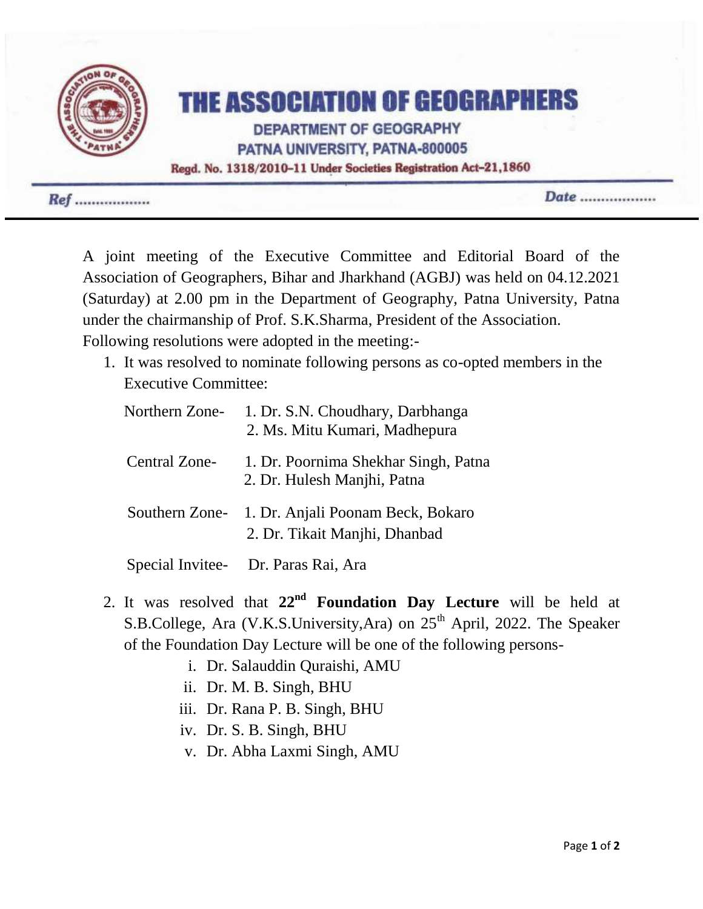# THE ASSOCIATION OF GEOGRAPHERS

**DEPARTMENT OF GEOGRAPHY**
**PATNA UNIVERSITY, PATNA-800005**
**Regd. No. 1318/2010-11 Under Societies Registration Act-21,1860**

*Ref* .................. *Date* ..................

A joint meeting of the Executive Committee and Editorial Board of the Association of Geographers, Bihar and Jharkhand (AGBJ) was held on 04.12.2021 (Saturday) at 2.00 pm in the Department of Geography, Patna University, Patna under the chairmanship of Prof. S.K.Sharma, President of the Association.

Following resolutions were adopted in the meeting:-

1. It was resolved to nominate following persons as co-opted members in the Executive Committee:

   Northern Zone- 1. Dr. S.N. Choudhary, Darbhanga
   2. Ms. Mitu Kumari, Madhepura

   Central Zone- 1. Dr. Poornima Shekhar Singh, Patna
   2. Dr. Hulesh Manjhi, Patna

   Southern Zone- 1. Dr. Anjali Poonam Beck, Bokaro
   2. Dr. Tikait Manjhi, Dhanbad

   Special Invitee- Dr. Paras Rai, Ara

2. It was resolved that **22nd Foundation Day Lecture** will be held at S.B.College, Ara (V.K.S.University,Ara) on 25th April, 2022. The Speaker of the Foundation Day Lecture will be one of the following persons-
   1. Dr. Salauddin Quraishi, AMU
   2. Dr. M. B. Singh, BHU
   3. Dr. Rana P. B. Singh, BHU
   4. Dr. S. B. Singh, BHU
   5. Dr. Abha Laxmi Singh, AMU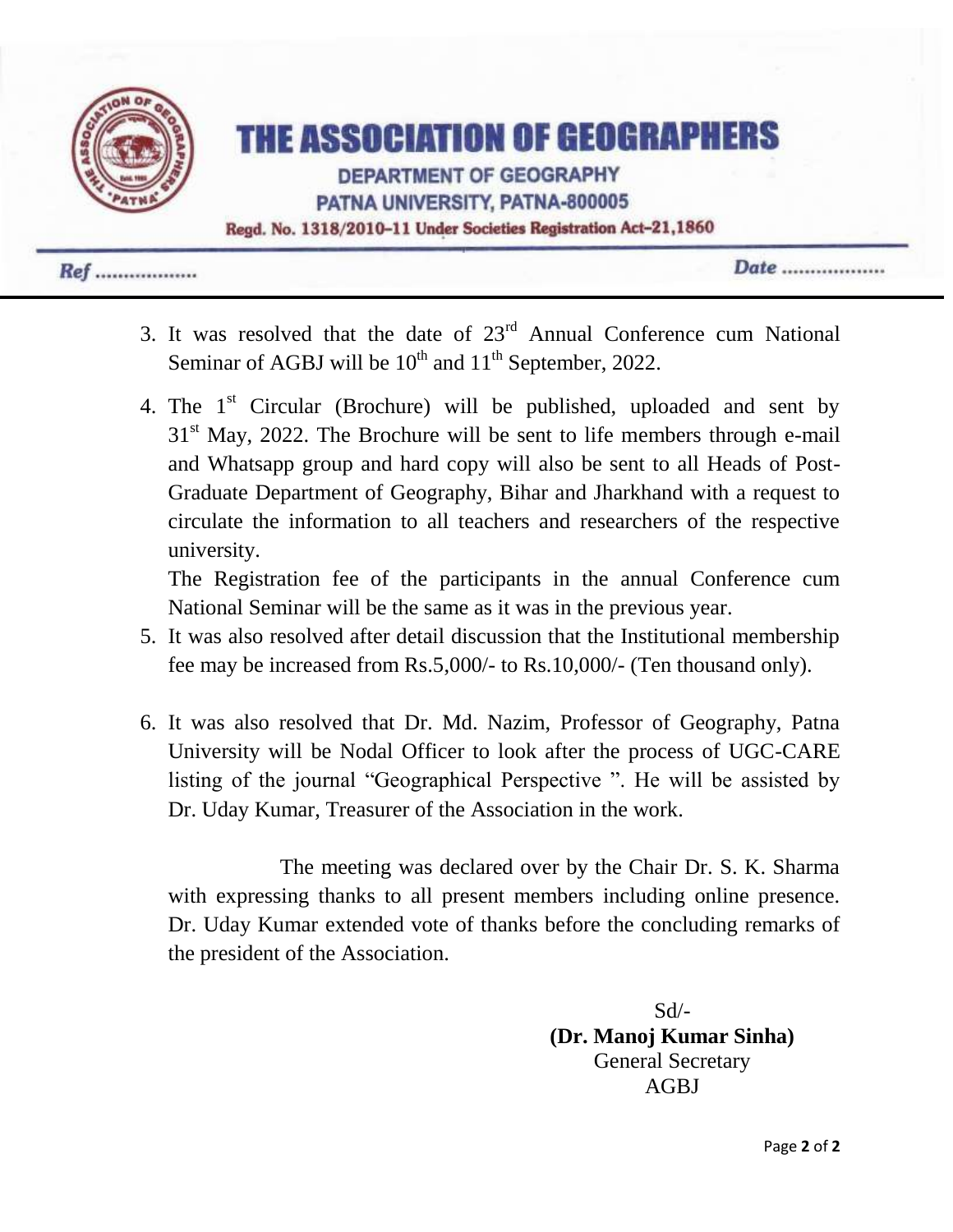# THE ASSOCIATION OF GEOGRAPHERS

DEPARTMENT OF GEOGRAPHY
PATNA UNIVERSITY, PATNA-800005
Regd. No. 1318/2010-11 Under Societies Registration Act-21,1860

*Ref* .................. *Date* ..................

3. It was resolved that the date of 23rd Annual Conference cum National Seminar of AGBJ will be 10th and 11th September, 2022.
4. The 1st Circular (Brochure) will be published, uploaded and sent by 31st May, 2022. The Brochure will be sent to life members through e-mail and Whatsapp group and hard copy will also be sent to all Heads of Post-Graduate Department of Geography, Bihar and Jharkhand with a request to circulate the information to all teachers and researchers of the respective university.

   The Registration fee of the participants in the annual Conference cum National Seminar will be the same as it was in the previous year.
5. It was also resolved after detail discussion that the Institutional membership fee may be increased from Rs.5,000/- to Rs.10,000/- (Ten thousand only).
6. It was also resolved that Dr. Md. Nazim, Professor of Geography, Patna University will be Nodal Officer to look after the process of UGC-CARE listing of the journal "Geographical Perspective ". He will be assisted by Dr. Uday Kumar, Treasurer of the Association in the work.

The meeting was declared over by the Chair Dr. S. K. Sharma with expressing thanks to all present members including online presence. Dr. Uday Kumar extended vote of thanks before the concluding remarks of the president of the Association.

Sd/-
**(Dr. Manoj Kumar Sinha)**
General Secretary
AGBJ